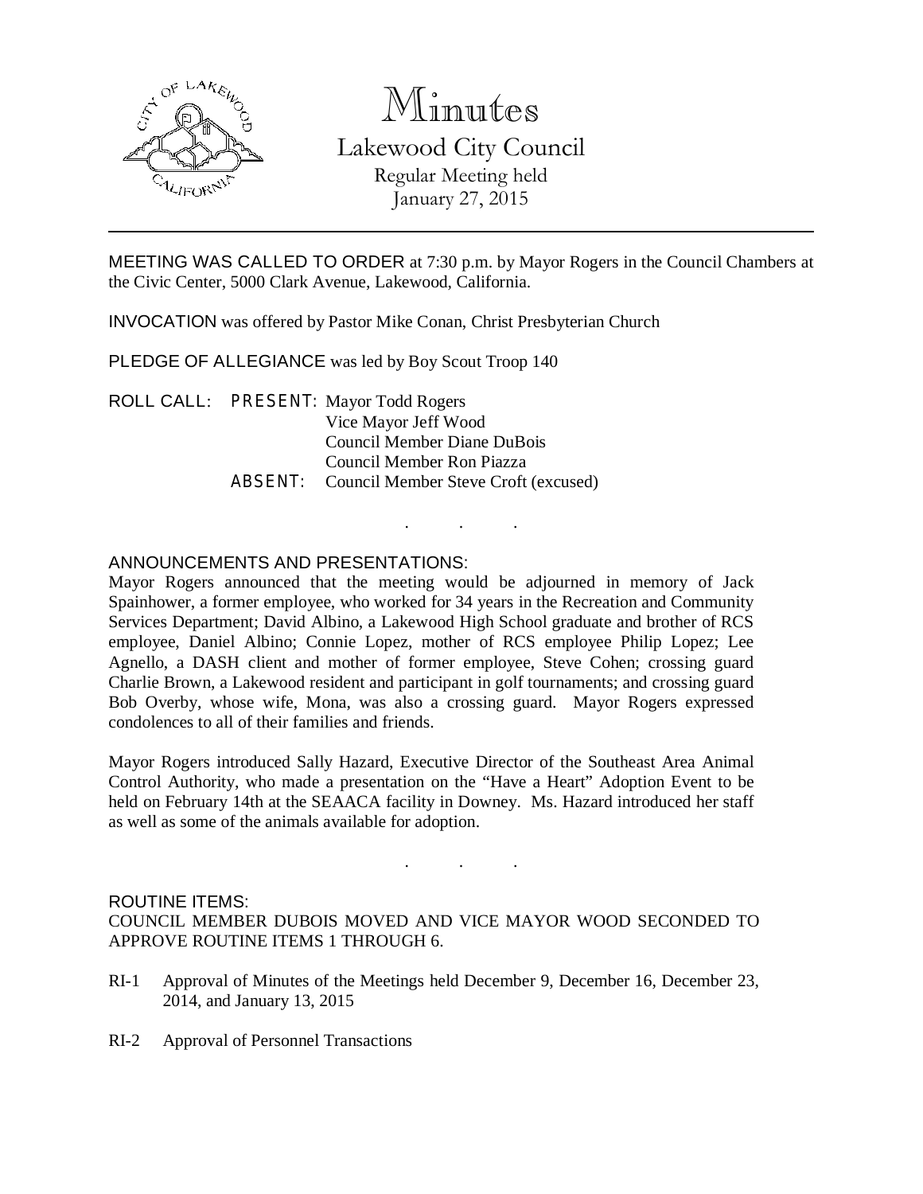# Minutes

## Lakewood City Council

Regular Meeting held
January 27, 2015

---

MEETING WAS CALLED TO ORDER at 7:30 p.m. by Mayor Rogers in the Council Chambers at the Civic Center, 5000 Clark Avenue, Lakewood, California.

INVOCATION was offered by Pastor Mike Conan, Christ Presbyterian Church

PLEDGE OF ALLEGIANCE was led by Boy Scout Troop 140

ROLL CALL: PRESENT: Mayor Todd Rogers
Vice Mayor Jeff Wood
Council Member Diane DuBois
Council Member Ron Piazza
ABSENT: Council Member Steve Croft (excused)

. . .

ANNOUNCEMENTS AND PRESENTATIONS:
Mayor Rogers announced that the meeting would be adjourned in memory of Jack Spainhower, a former employee, who worked for 34 years in the Recreation and Community Services Department; David Albino, a Lakewood High School graduate and brother of RCS employee, Daniel Albino; Connie Lopez, mother of RCS employee Philip Lopez; Lee Agnello, a DASH client and mother of former employee, Steve Cohen; crossing guard Charlie Brown, a Lakewood resident and participant in golf tournaments; and crossing guard Bob Overby, whose wife, Mona, was also a crossing guard. Mayor Rogers expressed condolences to all of their families and friends.

Mayor Rogers introduced Sally Hazard, Executive Director of the Southeast Area Animal Control Authority, who made a presentation on the "Have a Heart" Adoption Event to be held on February 14th at the SEAACA facility in Downey. Ms. Hazard introduced her staff as well as some of the animals available for adoption.

. . .

ROUTINE ITEMS:
COUNCIL MEMBER DUBOIS MOVED AND VICE MAYOR WOOD SECONDED TO APPROVE ROUTINE ITEMS 1 THROUGH 6.

RI-1 Approval of Minutes of the Meetings held December 9, December 16, December 23, 2014, and January 13, 2015

RI-2 Approval of Personnel Transactions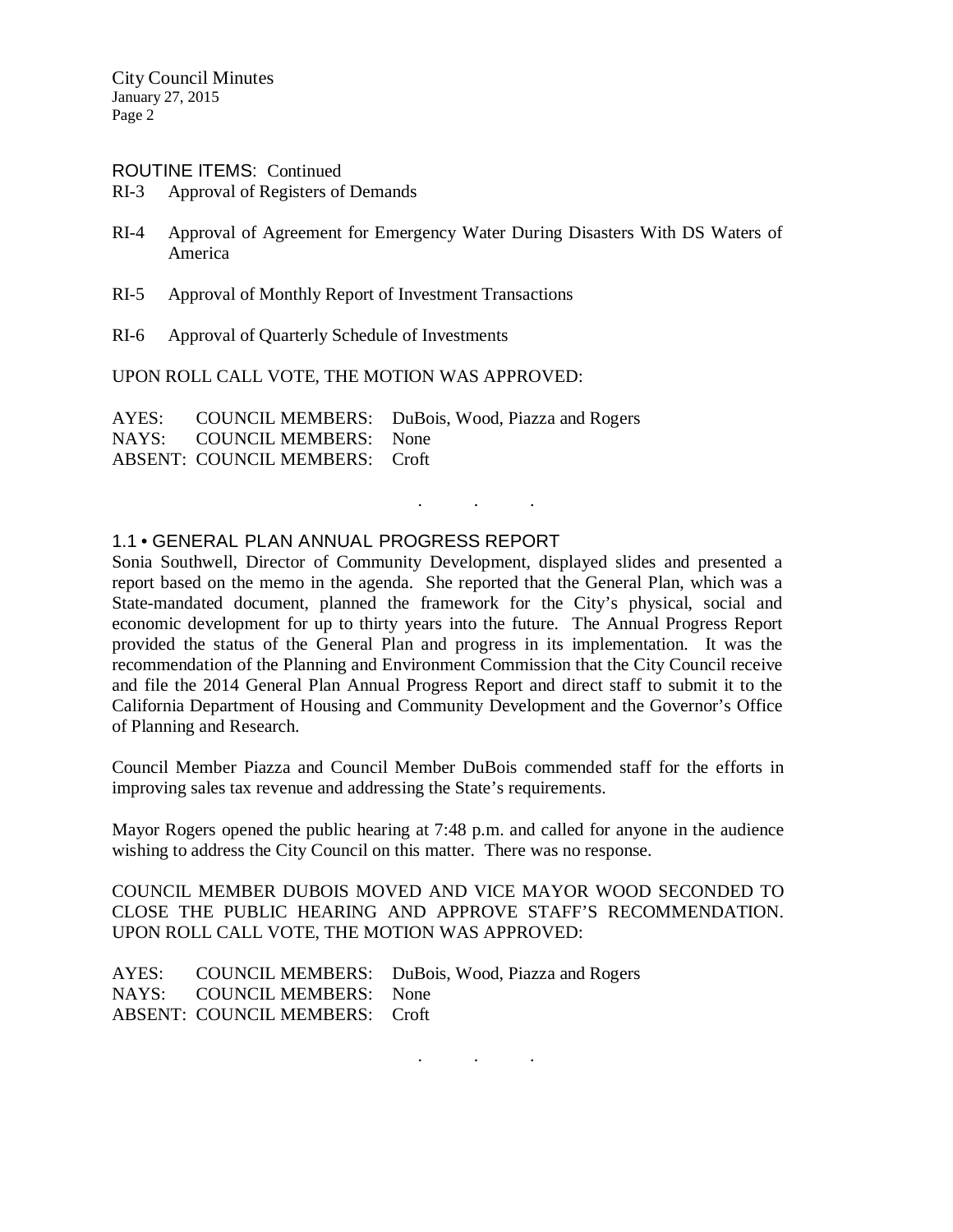ROUTINE ITEMS: Continued

RI-3 Approval of Registers of Demands

RI-4 Approval of Agreement for Emergency Water During Disasters With DS Waters of America

RI-5 Approval of Monthly Report of Investment Transactions

RI-6 Approval of Quarterly Schedule of Investments

UPON ROLL CALL VOTE, THE MOTION WAS APPROVED:

| | | |
|---|---|---|
| AYES: | COUNCIL MEMBERS: | DuBois, Wood, Piazza and Rogers |
| NAYS: | COUNCIL MEMBERS: | None |
| ABSENT: | COUNCIL MEMBERS: | Croft |

. . .

## 1.1 • GENERAL PLAN ANNUAL PROGRESS REPORT

Sonia Southwell, Director of Community Development, displayed slides and presented a report based on the memo in the agenda. She reported that the General Plan, which was a State-mandated document, planned the framework for the City's physical, social and economic development for up to thirty years into the future. The Annual Progress Report provided the status of the General Plan and progress in its implementation. It was the recommendation of the Planning and Environment Commission that the City Council receive and file the 2014 General Plan Annual Progress Report and direct staff to submit it to the California Department of Housing and Community Development and the Governor's Office of Planning and Research.

Council Member Piazza and Council Member DuBois commended staff for the efforts in improving sales tax revenue and addressing the State's requirements.

Mayor Rogers opened the public hearing at 7:48 p.m. and called for anyone in the audience wishing to address the City Council on this matter. There was no response.

COUNCIL MEMBER DUBOIS MOVED AND VICE MAYOR WOOD SECONDED TO CLOSE THE PUBLIC HEARING AND APPROVE STAFF'S RECOMMENDATION. UPON ROLL CALL VOTE, THE MOTION WAS APPROVED:

| | | |
|---|---|---|
| AYES: | COUNCIL MEMBERS: | DuBois, Wood, Piazza and Rogers |
| NAYS: | COUNCIL MEMBERS: | None |
| ABSENT: | COUNCIL MEMBERS: | Croft |

. . .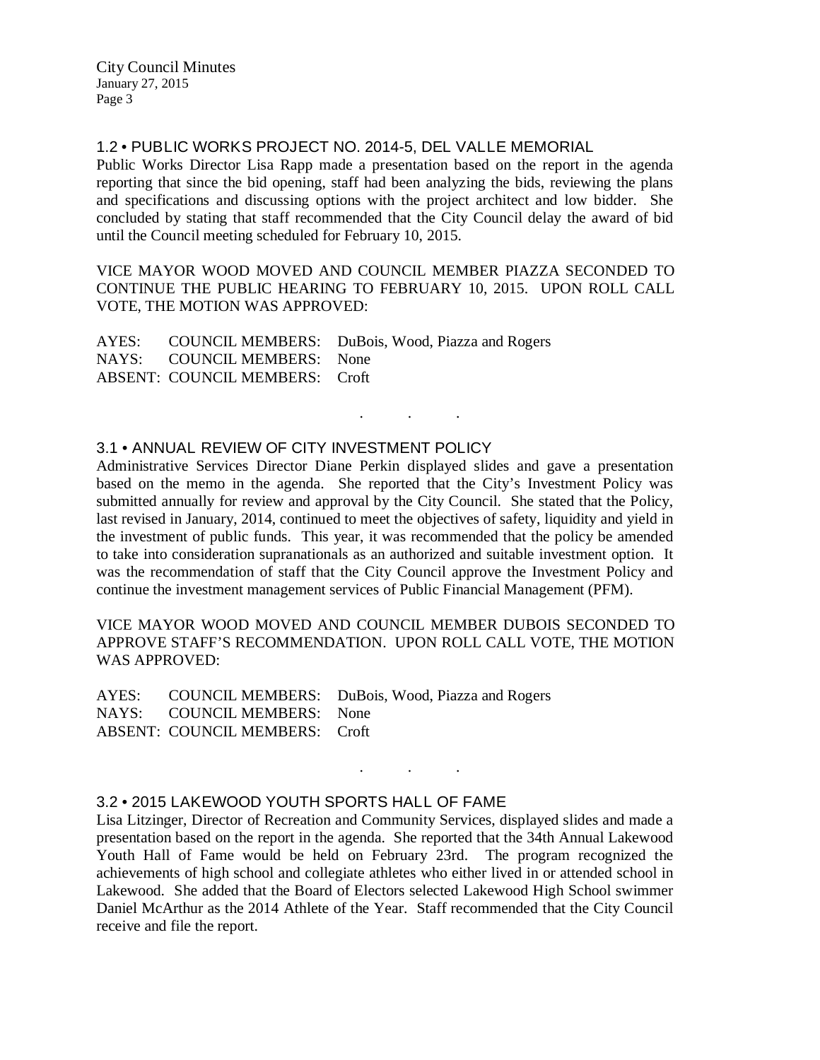### 1.2 • PUBLIC WORKS PROJECT NO. 2014-5, DEL VALLE MEMORIAL

Public Works Director Lisa Rapp made a presentation based on the report in the agenda reporting that since the bid opening, staff had been analyzing the bids, reviewing the plans and specifications and discussing options with the project architect and low bidder. She concluded by stating that staff recommended that the City Council delay the award of bid until the Council meeting scheduled for February 10, 2015.

VICE MAYOR WOOD MOVED AND COUNCIL MEMBER PIAZZA SECONDED TO CONTINUE THE PUBLIC HEARING TO FEBRUARY 10, 2015. UPON ROLL CALL VOTE, THE MOTION WAS APPROVED:

AYES: COUNCIL MEMBERS: DuBois, Wood, Piazza and Rogers
NAYS: COUNCIL MEMBERS: None
ABSENT: COUNCIL MEMBERS: Croft

. . .

### 3.1 • ANNUAL REVIEW OF CITY INVESTMENT POLICY

Administrative Services Director Diane Perkin displayed slides and gave a presentation based on the memo in the agenda. She reported that the City's Investment Policy was submitted annually for review and approval by the City Council. She stated that the Policy, last revised in January, 2014, continued to meet the objectives of safety, liquidity and yield in the investment of public funds. This year, it was recommended that the policy be amended to take into consideration supranationals as an authorized and suitable investment option. It was the recommendation of staff that the City Council approve the Investment Policy and continue the investment management services of Public Financial Management (PFM).

VICE MAYOR WOOD MOVED AND COUNCIL MEMBER DUBOIS SECONDED TO APPROVE STAFF'S RECOMMENDATION. UPON ROLL CALL VOTE, THE MOTION WAS APPROVED:

AYES: COUNCIL MEMBERS: DuBois, Wood, Piazza and Rogers
NAYS: COUNCIL MEMBERS: None
ABSENT: COUNCIL MEMBERS: Croft

. . .

### 3.2 • 2015 LAKEWOOD YOUTH SPORTS HALL OF FAME

Lisa Litzinger, Director of Recreation and Community Services, displayed slides and made a presentation based on the report in the agenda. She reported that the 34th Annual Lakewood Youth Hall of Fame would be held on February 23rd. The program recognized the achievements of high school and collegiate athletes who either lived in or attended school in Lakewood. She added that the Board of Electors selected Lakewood High School swimmer Daniel McArthur as the 2014 Athlete of the Year. Staff recommended that the City Council receive and file the report.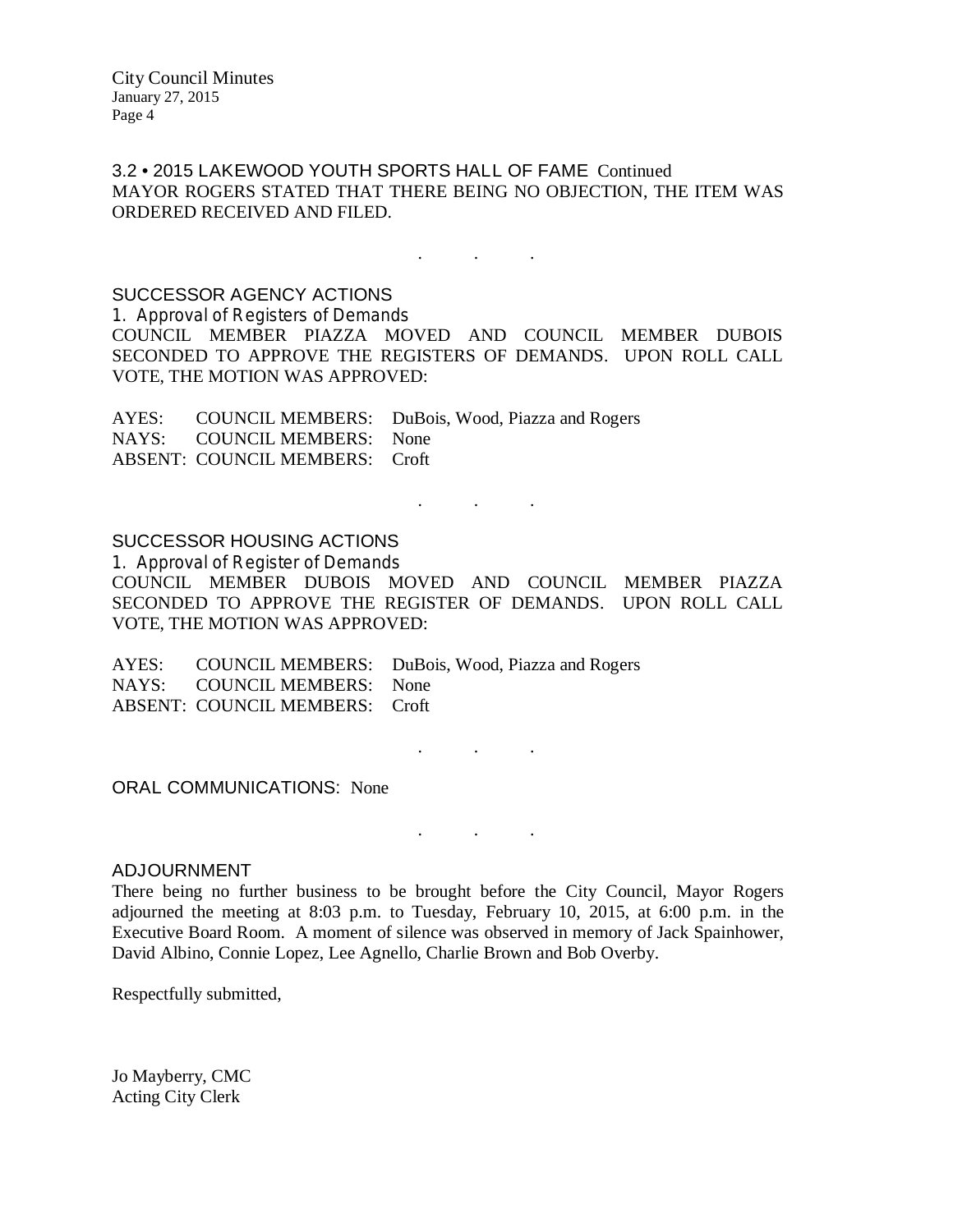3.2 • 2015 LAKEWOOD YOUTH SPORTS HALL OF FAME Continued

MAYOR ROGERS STATED THAT THERE BEING NO OBJECTION, THE ITEM WAS ORDERED RECEIVED AND FILED.

. . .

## SUCCESSOR AGENCY ACTIONS

1. Approval of Registers of Demands

COUNCIL MEMBER PIAZZA MOVED AND COUNCIL MEMBER DUBOIS SECONDED TO APPROVE THE REGISTERS OF DEMANDS. UPON ROLL CALL VOTE, THE MOTION WAS APPROVED:

| | | |
|---|---|---|
| AYES: | COUNCIL MEMBERS: | DuBois, Wood, Piazza and Rogers |
| NAYS: | COUNCIL MEMBERS: | None |
| ABSENT: | COUNCIL MEMBERS: | Croft |

. . .

## SUCCESSOR HOUSING ACTIONS

1. Approval of Register of Demands

COUNCIL MEMBER DUBOIS MOVED AND COUNCIL MEMBER PIAZZA SECONDED TO APPROVE THE REGISTER OF DEMANDS. UPON ROLL CALL VOTE, THE MOTION WAS APPROVED:

| | | |
|---|---|---|
| AYES: | COUNCIL MEMBERS: | DuBois, Wood, Piazza and Rogers |
| NAYS: | COUNCIL MEMBERS: | None |
| ABSENT: | COUNCIL MEMBERS: | Croft |

. . .

ORAL COMMUNICATIONS: None

. . .

## ADJOURNMENT

There being no further business to be brought before the City Council, Mayor Rogers adjourned the meeting at 8:03 p.m. to Tuesday, February 10, 2015, at 6:00 p.m. in the Executive Board Room. A moment of silence was observed in memory of Jack Spainhower, David Albino, Connie Lopez, Lee Agnello, Charlie Brown and Bob Overby.

Respectfully submitted,

Jo Mayberry, CMC
Acting City Clerk